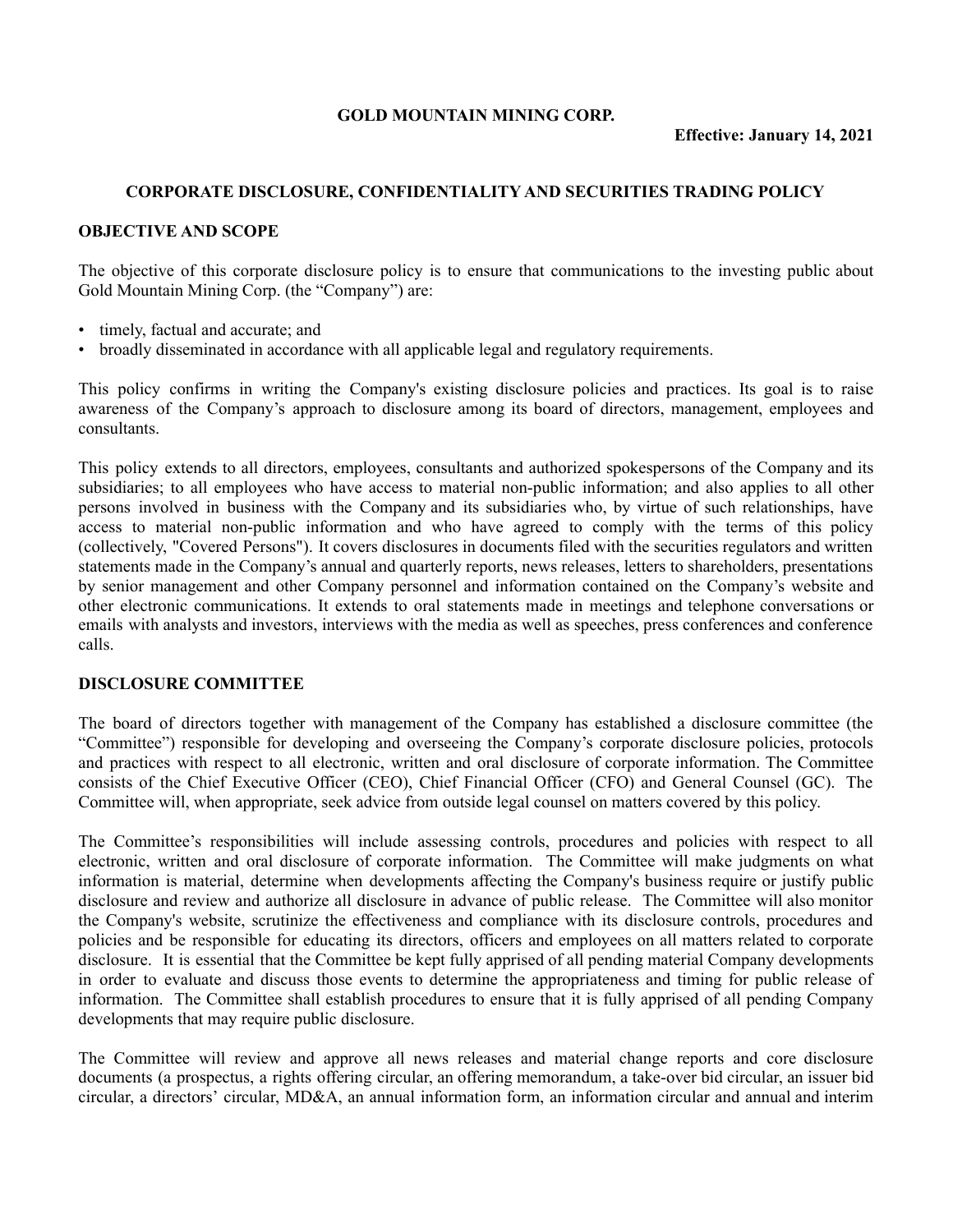**GOLD MOUNTAIN MINING CORP.**

**Effective: January 14, 2021**

## CORPORATE DISCLOSURE, CONFIDENTIALITY AND SECURITIES TRADING POLICY

### OBJECTIVE AND SCOPE

The objective of this corporate disclosure policy is to ensure that communications to the investing public about Gold Mountain Mining Corp. (the "Company") are:

- timely, factual and accurate; and
- broadly disseminated in accordance with all applicable legal and regulatory requirements.

This policy confirms in writing the Company's existing disclosure policies and practices. Its goal is to raise awareness of the Company's approach to disclosure among its board of directors, management, employees and consultants.

This policy extends to all directors, employees, consultants and authorized spokespersons of the Company and its subsidiaries; to all employees who have access to material non-public information; and also applies to all other persons involved in business with the Company and its subsidiaries who, by virtue of such relationships, have access to material non-public information and who have agreed to comply with the terms of this policy (collectively, "Covered Persons"). It covers disclosures in documents filed with the securities regulators and written statements made in the Company's annual and quarterly reports, news releases, letters to shareholders, presentations by senior management and other Company personnel and information contained on the Company's website and other electronic communications. It extends to oral statements made in meetings and telephone conversations or emails with analysts and investors, interviews with the media as well as speeches, press conferences and conference calls.

### DISCLOSURE COMMITTEE

The board of directors together with management of the Company has established a disclosure committee (the "Committee") responsible for developing and overseeing the Company's corporate disclosure policies, protocols and practices with respect to all electronic, written and oral disclosure of corporate information. The Committee consists of the Chief Executive Officer (CEO), Chief Financial Officer (CFO) and General Counsel (GC). The Committee will, when appropriate, seek advice from outside legal counsel on matters covered by this policy.

The Committee's responsibilities will include assessing controls, procedures and policies with respect to all electronic, written and oral disclosure of corporate information. The Committee will make judgments on what information is material, determine when developments affecting the Company's business require or justify public disclosure and review and authorize all disclosure in advance of public release. The Committee will also monitor the Company's website, scrutinize the effectiveness and compliance with its disclosure controls, procedures and policies and be responsible for educating its directors, officers and employees on all matters related to corporate disclosure. It is essential that the Committee be kept fully apprised of all pending material Company developments in order to evaluate and discuss those events to determine the appropriateness and timing for public release of information. The Committee shall establish procedures to ensure that it is fully apprised of all pending Company developments that may require public disclosure.

The Committee will review and approve all news releases and material change reports and core disclosure documents (a prospectus, a rights offering circular, an offering memorandum, a take-over bid circular, an issuer bid circular, a directors' circular, MD&A, an annual information form, an information circular and annual and interim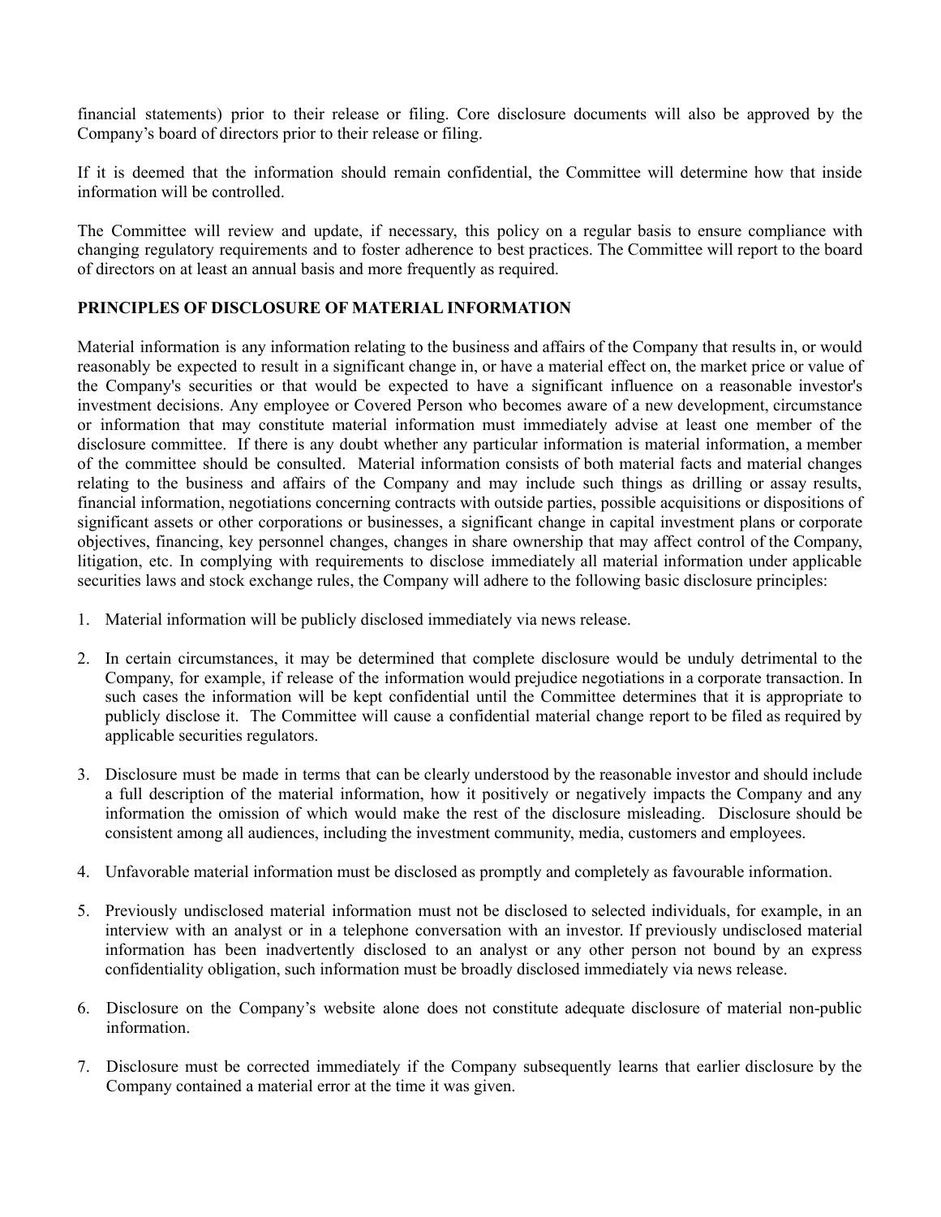financial statements) prior to their release or filing. Core disclosure documents will also be approved by the Company's board of directors prior to their release or filing.

If it is deemed that the information should remain confidential, the Committee will determine how that inside information will be controlled.

The Committee will review and update, if necessary, this policy on a regular basis to ensure compliance with changing regulatory requirements and to foster adherence to best practices. The Committee will report to the board of directors on at least an annual basis and more frequently as required.

**PRINCIPLES OF DISCLOSURE OF MATERIAL INFORMATION**

Material information is any information relating to the business and affairs of the Company that results in, or would reasonably be expected to result in a significant change in, or have a material effect on, the market price or value of the Company's securities or that would be expected to have a significant influence on a reasonable investor's investment decisions. Any employee or Covered Person who becomes aware of a new development, circumstance or information that may constitute material information must immediately advise at least one member of the disclosure committee. If there is any doubt whether any particular information is material information, a member of the committee should be consulted. Material information consists of both material facts and material changes relating to the business and affairs of the Company and may include such things as drilling or assay results, financial information, negotiations concerning contracts with outside parties, possible acquisitions or dispositions of significant assets or other corporations or businesses, a significant change in capital investment plans or corporate objectives, financing, key personnel changes, changes in share ownership that may affect control of the Company, litigation, etc. In complying with requirements to disclose immediately all material information under applicable securities laws and stock exchange rules, the Company will adhere to the following basic disclosure principles:

1. Material information will be publicly disclosed immediately via news release.

2. In certain circumstances, it may be determined that complete disclosure would be unduly detrimental to the Company, for example, if release of the information would prejudice negotiations in a corporate transaction. In such cases the information will be kept confidential until the Committee determines that it is appropriate to publicly disclose it. The Committee will cause a confidential material change report to be filed as required by applicable securities regulators.

3. Disclosure must be made in terms that can be clearly understood by the reasonable investor and should include a full description of the material information, how it positively or negatively impacts the Company and any information the omission of which would make the rest of the disclosure misleading. Disclosure should be consistent among all audiences, including the investment community, media, customers and employees.

4. Unfavorable material information must be disclosed as promptly and completely as favourable information.

5. Previously undisclosed material information must not be disclosed to selected individuals, for example, in an interview with an analyst or in a telephone conversation with an investor. If previously undisclosed material information has been inadvertently disclosed to an analyst or any other person not bound by an express confidentiality obligation, such information must be broadly disclosed immediately via news release.

6. Disclosure on the Company's website alone does not constitute adequate disclosure of material non-public information.

7. Disclosure must be corrected immediately if the Company subsequently learns that earlier disclosure by the Company contained a material error at the time it was given.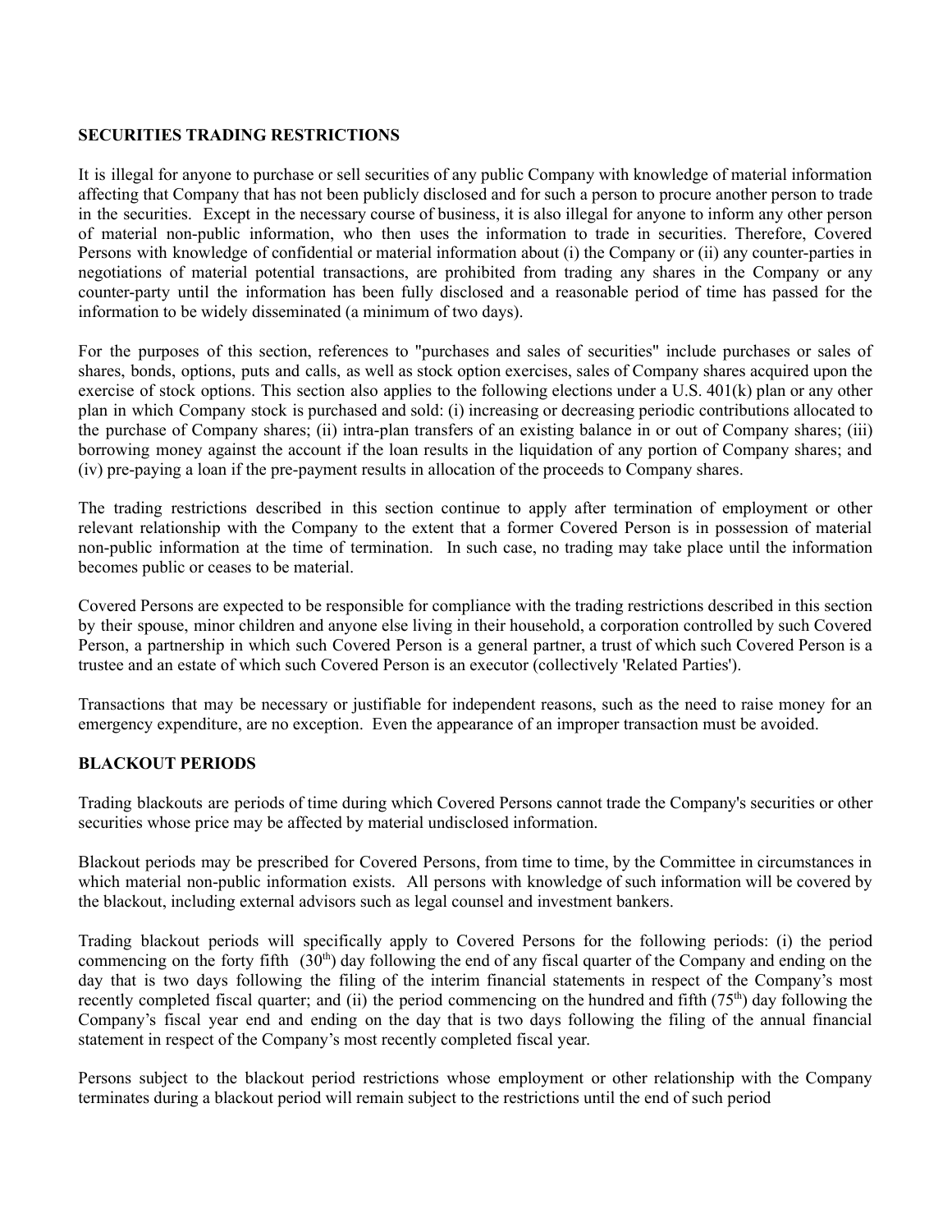## SECURITIES TRADING RESTRICTIONS

It is illegal for anyone to purchase or sell securities of any public Company with knowledge of material information affecting that Company that has not been publicly disclosed and for such a person to procure another person to trade in the securities. Except in the necessary course of business, it is also illegal for anyone to inform any other person of material non-public information, who then uses the information to trade in securities. Therefore, Covered Persons with knowledge of confidential or material information about (i) the Company or (ii) any counter-parties in negotiations of material potential transactions, are prohibited from trading any shares in the Company or any counter-party until the information has been fully disclosed and a reasonable period of time has passed for the information to be widely disseminated (a minimum of two days).

For the purposes of this section, references to "purchases and sales of securities" include purchases or sales of shares, bonds, options, puts and calls, as well as stock option exercises, sales of Company shares acquired upon the exercise of stock options. This section also applies to the following elections under a U.S. 401(k) plan or any other plan in which Company stock is purchased and sold: (i) increasing or decreasing periodic contributions allocated to the purchase of Company shares; (ii) intra-plan transfers of an existing balance in or out of Company shares; (iii) borrowing money against the account if the loan results in the liquidation of any portion of Company shares; and (iv) pre-paying a loan if the pre-payment results in allocation of the proceeds to Company shares.

The trading restrictions described in this section continue to apply after termination of employment or other relevant relationship with the Company to the extent that a former Covered Person is in possession of material non-public information at the time of termination. In such case, no trading may take place until the information becomes public or ceases to be material.

Covered Persons are expected to be responsible for compliance with the trading restrictions described in this section by their spouse, minor children and anyone else living in their household, a corporation controlled by such Covered Person, a partnership in which such Covered Person is a general partner, a trust of which such Covered Person is a trustee and an estate of which such Covered Person is an executor (collectively 'Related Parties').

Transactions that may be necessary or justifiable for independent reasons, such as the need to raise money for an emergency expenditure, are no exception. Even the appearance of an improper transaction must be avoided.

## BLACKOUT PERIODS

Trading blackouts are periods of time during which Covered Persons cannot trade the Company's securities or other securities whose price may be affected by material undisclosed information.

Blackout periods may be prescribed for Covered Persons, from time to time, by the Committee in circumstances in which material non-public information exists. All persons with knowledge of such information will be covered by the blackout, including external advisors such as legal counsel and investment bankers.

Trading blackout periods will specifically apply to Covered Persons for the following periods: (i) the period commencing on the forty fifth (30th) day following the end of any fiscal quarter of the Company and ending on the day that is two days following the filing of the interim financial statements in respect of the Company's most recently completed fiscal quarter; and (ii) the period commencing on the hundred and fifth (75th) day following the Company's fiscal year end and ending on the day that is two days following the filing of the annual financial statement in respect of the Company's most recently completed fiscal year.

Persons subject to the blackout period restrictions whose employment or other relationship with the Company terminates during a blackout period will remain subject to the restrictions until the end of such period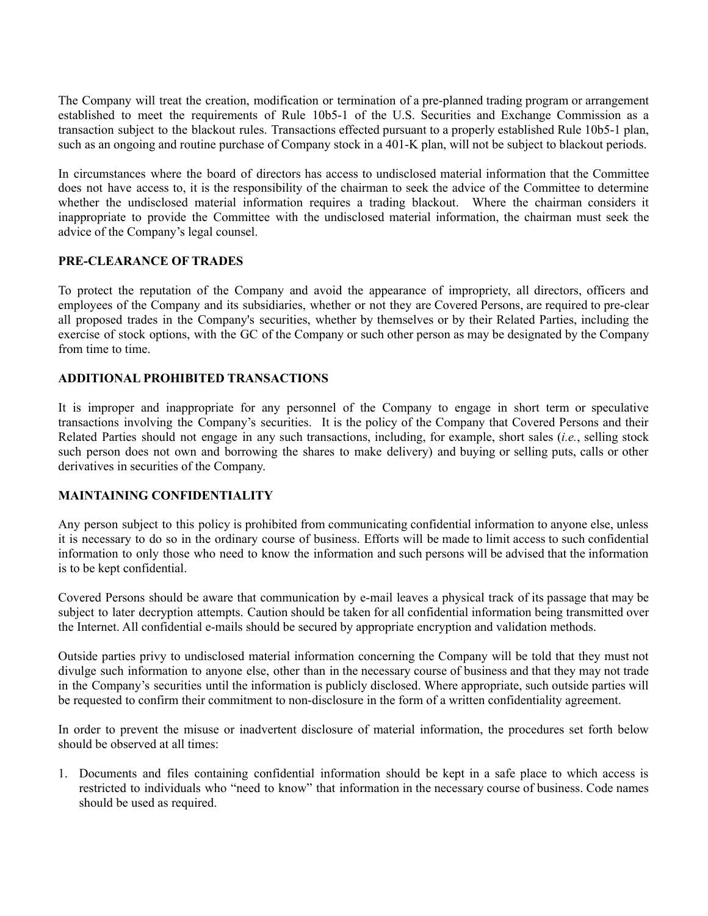The Company will treat the creation, modification or termination of a pre-planned trading program or arrangement established to meet the requirements of Rule 10b5-1 of the U.S. Securities and Exchange Commission as a transaction subject to the blackout rules. Transactions effected pursuant to a properly established Rule 10b5-1 plan, such as an ongoing and routine purchase of Company stock in a 401-K plan, will not be subject to blackout periods.

In circumstances where the board of directors has access to undisclosed material information that the Committee does not have access to, it is the responsibility of the chairman to seek the advice of the Committee to determine whether the undisclosed material information requires a trading blackout. Where the chairman considers it inappropriate to provide the Committee with the undisclosed material information, the chairman must seek the advice of the Company's legal counsel.

**PRE-CLEARANCE OF TRADES**

To protect the reputation of the Company and avoid the appearance of impropriety, all directors, officers and employees of the Company and its subsidiaries, whether or not they are Covered Persons, are required to pre-clear all proposed trades in the Company's securities, whether by themselves or by their Related Parties, including the exercise of stock options, with the GC of the Company or such other person as may be designated by the Company from time to time.

**ADDITIONAL PROHIBITED TRANSACTIONS**

It is improper and inappropriate for any personnel of the Company to engage in short term or speculative transactions involving the Company's securities. It is the policy of the Company that Covered Persons and their Related Parties should not engage in any such transactions, including, for example, short sales (*i.e.*, selling stock such person does not own and borrowing the shares to make delivery) and buying or selling puts, calls or other derivatives in securities of the Company.

**MAINTAINING CONFIDENTIALITY**

Any person subject to this policy is prohibited from communicating confidential information to anyone else, unless it is necessary to do so in the ordinary course of business. Efforts will be made to limit access to such confidential information to only those who need to know the information and such persons will be advised that the information is to be kept confidential.

Covered Persons should be aware that communication by e-mail leaves a physical track of its passage that may be subject to later decryption attempts. Caution should be taken for all confidential information being transmitted over the Internet. All confidential e-mails should be secured by appropriate encryption and validation methods.

Outside parties privy to undisclosed material information concerning the Company will be told that they must not divulge such information to anyone else, other than in the necessary course of business and that they may not trade in the Company's securities until the information is publicly disclosed. Where appropriate, such outside parties will be requested to confirm their commitment to non-disclosure in the form of a written confidentiality agreement.

In order to prevent the misuse or inadvertent disclosure of material information, the procedures set forth below should be observed at all times:

1. Documents and files containing confidential information should be kept in a safe place to which access is restricted to individuals who "need to know" that information in the necessary course of business. Code names should be used as required.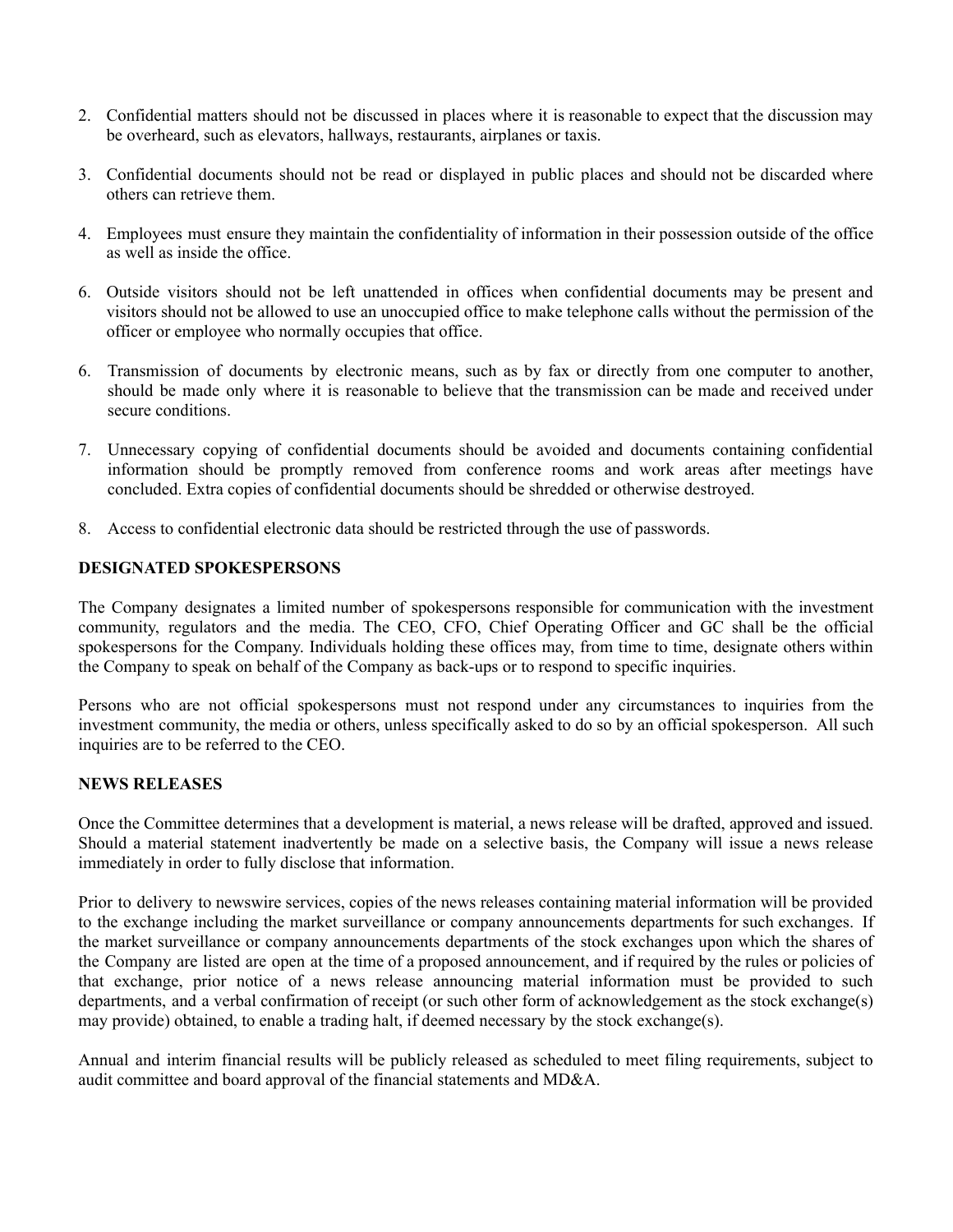2. Confidential matters should not be discussed in places where it is reasonable to expect that the discussion may be overheard, such as elevators, hallways, restaurants, airplanes or taxis.

3. Confidential documents should not be read or displayed in public places and should not be discarded where others can retrieve them.

4. Employees must ensure they maintain the confidentiality of information in their possession outside of the office as well as inside the office.

6. Outside visitors should not be left unattended in offices when confidential documents may be present and visitors should not be allowed to use an unoccupied office to make telephone calls without the permission of the officer or employee who normally occupies that office.

6. Transmission of documents by electronic means, such as by fax or directly from one computer to another, should be made only where it is reasonable to believe that the transmission can be made and received under secure conditions.

7. Unnecessary copying of confidential documents should be avoided and documents containing confidential information should be promptly removed from conference rooms and work areas after meetings have concluded. Extra copies of confidential documents should be shredded or otherwise destroyed.

8. Access to confidential electronic data should be restricted through the use of passwords.

**DESIGNATED SPOKESPERSONS**

The Company designates a limited number of spokespersons responsible for communication with the investment community, regulators and the media. The CEO, CFO, Chief Operating Officer and GC shall be the official spokespersons for the Company. Individuals holding these offices may, from time to time, designate others within the Company to speak on behalf of the Company as back-ups or to respond to specific inquiries.

Persons who are not official spokespersons must not respond under any circumstances to inquiries from the investment community, the media or others, unless specifically asked to do so by an official spokesperson. All such inquiries are to be referred to the CEO.

**NEWS RELEASES**

Once the Committee determines that a development is material, a news release will be drafted, approved and issued. Should a material statement inadvertently be made on a selective basis, the Company will issue a news release immediately in order to fully disclose that information.

Prior to delivery to newswire services, copies of the news releases containing material information will be provided to the exchange including the market surveillance or company announcements departments for such exchanges. If the market surveillance or company announcements departments of the stock exchanges upon which the shares of the Company are listed are open at the time of a proposed announcement, and if required by the rules or policies of that exchange, prior notice of a news release announcing material information must be provided to such departments, and a verbal confirmation of receipt (or such other form of acknowledgement as the stock exchange(s) may provide) obtained, to enable a trading halt, if deemed necessary by the stock exchange(s).

Annual and interim financial results will be publicly released as scheduled to meet filing requirements, subject to audit committee and board approval of the financial statements and MD&A.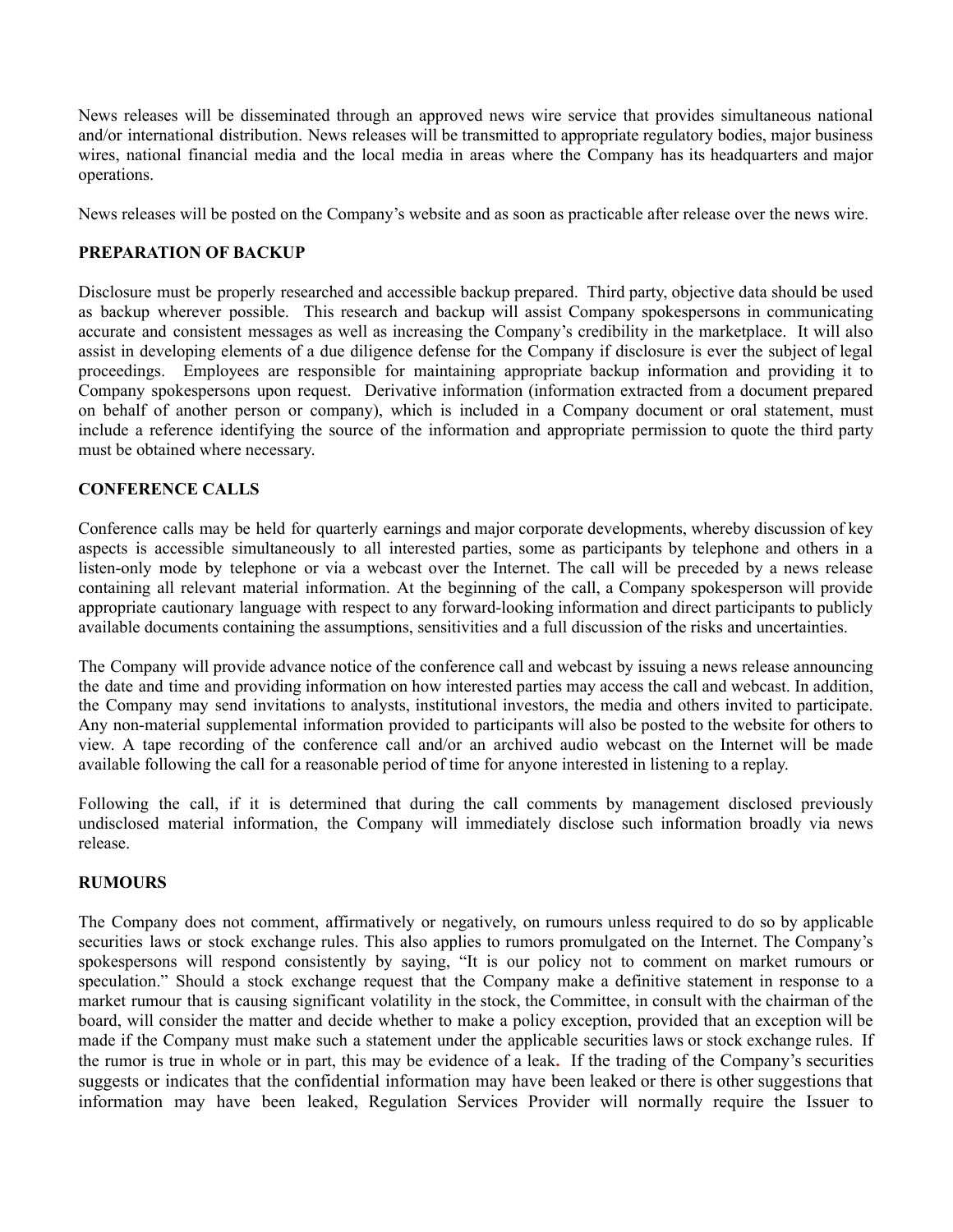News releases will be disseminated through an approved news wire service that provides simultaneous national and/or international distribution. News releases will be transmitted to appropriate regulatory bodies, major business wires, national financial media and the local media in areas where the Company has its headquarters and major operations.

News releases will be posted on the Company's website and as soon as practicable after release over the news wire.

## PREPARATION OF BACKUP

Disclosure must be properly researched and accessible backup prepared. Third party, objective data should be used as backup wherever possible. This research and backup will assist Company spokespersons in communicating accurate and consistent messages as well as increasing the Company's credibility in the marketplace. It will also assist in developing elements of a due diligence defense for the Company if disclosure is ever the subject of legal proceedings. Employees are responsible for maintaining appropriate backup information and providing it to Company spokespersons upon request. Derivative information (information extracted from a document prepared on behalf of another person or company), which is included in a Company document or oral statement, must include a reference identifying the source of the information and appropriate permission to quote the third party must be obtained where necessary.

## CONFERENCE CALLS

Conference calls may be held for quarterly earnings and major corporate developments, whereby discussion of key aspects is accessible simultaneously to all interested parties, some as participants by telephone and others in a listen-only mode by telephone or via a webcast over the Internet. The call will be preceded by a news release containing all relevant material information. At the beginning of the call, a Company spokesperson will provide appropriate cautionary language with respect to any forward-looking information and direct participants to publicly available documents containing the assumptions, sensitivities and a full discussion of the risks and uncertainties.

The Company will provide advance notice of the conference call and webcast by issuing a news release announcing the date and time and providing information on how interested parties may access the call and webcast. In addition, the Company may send invitations to analysts, institutional investors, the media and others invited to participate. Any non-material supplemental information provided to participants will also be posted to the website for others to view. A tape recording of the conference call and/or an archived audio webcast on the Internet will be made available following the call for a reasonable period of time for anyone interested in listening to a replay.

Following the call, if it is determined that during the call comments by management disclosed previously undisclosed material information, the Company will immediately disclose such information broadly via news release.

## RUMOURS

The Company does not comment, affirmatively or negatively, on rumours unless required to do so by applicable securities laws or stock exchange rules. This also applies to rumors promulgated on the Internet. The Company's spokespersons will respond consistently by saying, "It is our policy not to comment on market rumours or speculation." Should a stock exchange request that the Company make a definitive statement in response to a market rumour that is causing significant volatility in the stock, the Committee, in consult with the chairman of the board, will consider the matter and decide whether to make a policy exception, provided that an exception will be made if the Company must make such a statement under the applicable securities laws or stock exchange rules. If the rumor is true in whole or in part, this may be evidence of a leak. If the trading of the Company's securities suggests or indicates that the confidential information may have been leaked or there is other suggestions that information may have been leaked, Regulation Services Provider will normally require the Issuer to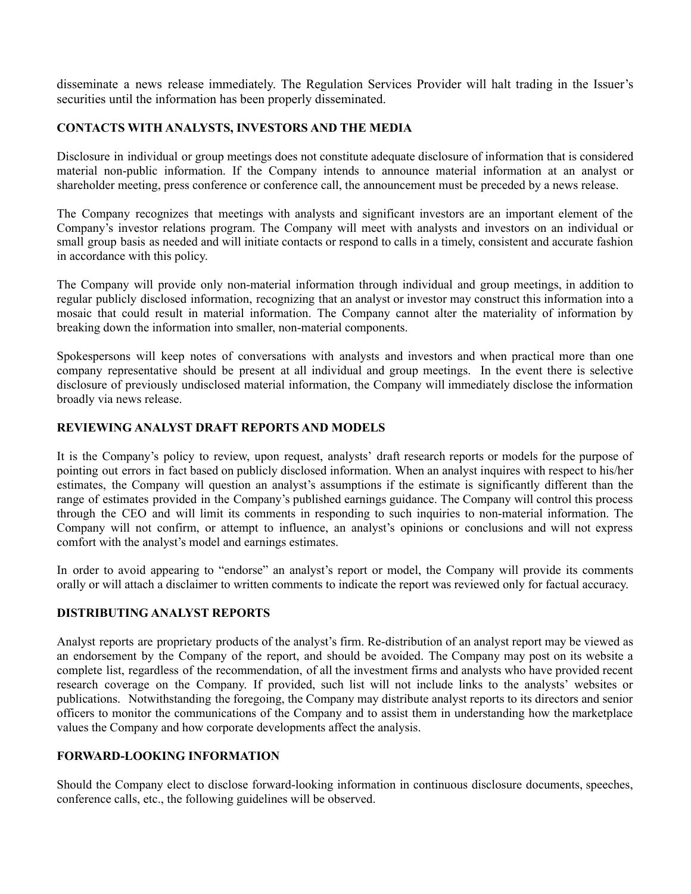disseminate a news release immediately. The Regulation Services Provider will halt trading in the Issuer's securities until the information has been properly disseminated.

## CONTACTS WITH ANALYSTS, INVESTORS AND THE MEDIA

Disclosure in individual or group meetings does not constitute adequate disclosure of information that is considered material non-public information. If the Company intends to announce material information at an analyst or shareholder meeting, press conference or conference call, the announcement must be preceded by a news release.

The Company recognizes that meetings with analysts and significant investors are an important element of the Company's investor relations program. The Company will meet with analysts and investors on an individual or small group basis as needed and will initiate contacts or respond to calls in a timely, consistent and accurate fashion in accordance with this policy.

The Company will provide only non-material information through individual and group meetings, in addition to regular publicly disclosed information, recognizing that an analyst or investor may construct this information into a mosaic that could result in material information. The Company cannot alter the materiality of information by breaking down the information into smaller, non-material components.

Spokespersons will keep notes of conversations with analysts and investors and when practical more than one company representative should be present at all individual and group meetings. In the event there is selective disclosure of previously undisclosed material information, the Company will immediately disclose the information broadly via news release.

## REVIEWING ANALYST DRAFT REPORTS AND MODELS

It is the Company's policy to review, upon request, analysts' draft research reports or models for the purpose of pointing out errors in fact based on publicly disclosed information. When an analyst inquires with respect to his/her estimates, the Company will question an analyst's assumptions if the estimate is significantly different than the range of estimates provided in the Company's published earnings guidance. The Company will control this process through the CEO and will limit its comments in responding to such inquiries to non-material information. The Company will not confirm, or attempt to influence, an analyst's opinions or conclusions and will not express comfort with the analyst's model and earnings estimates.

In order to avoid appearing to "endorse" an analyst's report or model, the Company will provide its comments orally or will attach a disclaimer to written comments to indicate the report was reviewed only for factual accuracy.

## DISTRIBUTING ANALYST REPORTS

Analyst reports are proprietary products of the analyst's firm. Re-distribution of an analyst report may be viewed as an endorsement by the Company of the report, and should be avoided. The Company may post on its website a complete list, regardless of the recommendation, of all the investment firms and analysts who have provided recent research coverage on the Company. If provided, such list will not include links to the analysts' websites or publications. Notwithstanding the foregoing, the Company may distribute analyst reports to its directors and senior officers to monitor the communications of the Company and to assist them in understanding how the marketplace values the Company and how corporate developments affect the analysis.

## FORWARD-LOOKING INFORMATION

Should the Company elect to disclose forward-looking information in continuous disclosure documents, speeches, conference calls, etc., the following guidelines will be observed.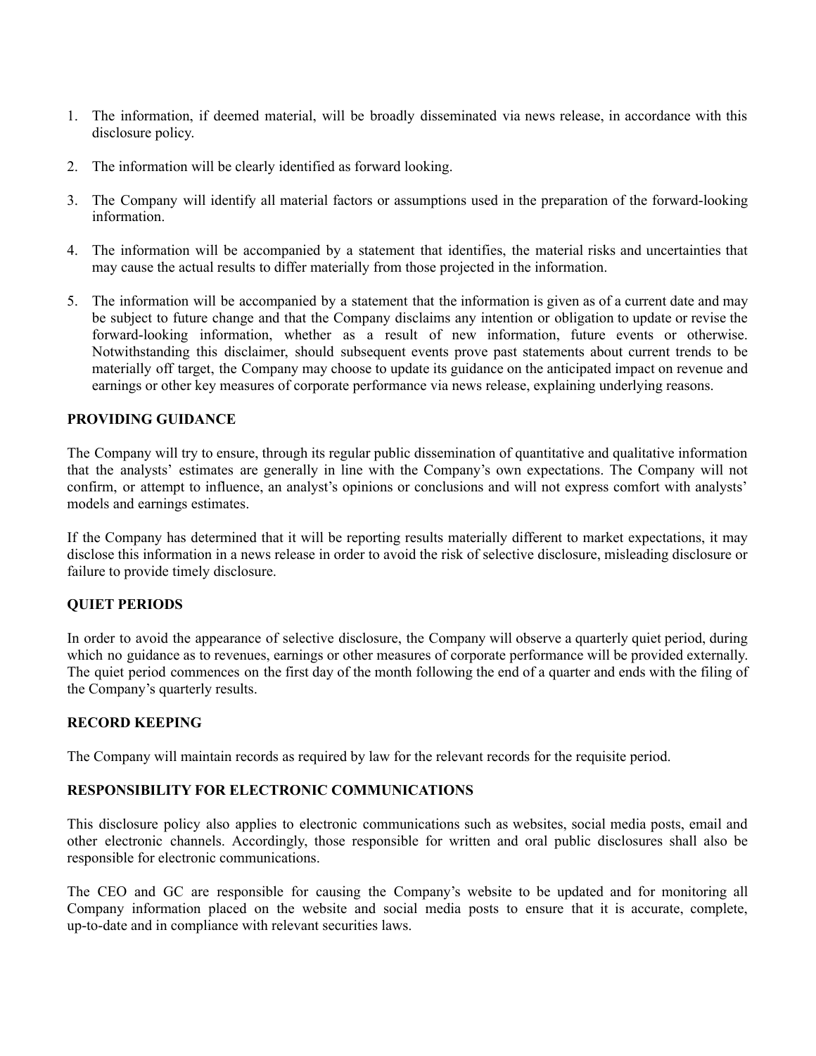1. The information, if deemed material, will be broadly disseminated via news release, in accordance with this disclosure policy.

2. The information will be clearly identified as forward looking.

3. The Company will identify all material factors or assumptions used in the preparation of the forward-looking information.

4. The information will be accompanied by a statement that identifies, the material risks and uncertainties that may cause the actual results to differ materially from those projected in the information.

5. The information will be accompanied by a statement that the information is given as of a current date and may be subject to future change and that the Company disclaims any intention or obligation to update or revise the forward-looking information, whether as a result of new information, future events or otherwise. Notwithstanding this disclaimer, should subsequent events prove past statements about current trends to be materially off target, the Company may choose to update its guidance on the anticipated impact on revenue and earnings or other key measures of corporate performance via news release, explaining underlying reasons.

**PROVIDING GUIDANCE**

The Company will try to ensure, through its regular public dissemination of quantitative and qualitative information that the analysts' estimates are generally in line with the Company's own expectations. The Company will not confirm, or attempt to influence, an analyst's opinions or conclusions and will not express comfort with analysts' models and earnings estimates.

If the Company has determined that it will be reporting results materially different to market expectations, it may disclose this information in a news release in order to avoid the risk of selective disclosure, misleading disclosure or failure to provide timely disclosure.

**QUIET PERIODS**

In order to avoid the appearance of selective disclosure, the Company will observe a quarterly quiet period, during which no guidance as to revenues, earnings or other measures of corporate performance will be provided externally. The quiet period commences on the first day of the month following the end of a quarter and ends with the filing of the Company's quarterly results.

**RECORD KEEPING**

The Company will maintain records as required by law for the relevant records for the requisite period.

**RESPONSIBILITY FOR ELECTRONIC COMMUNICATIONS**

This disclosure policy also applies to electronic communications such as websites, social media posts, email and other electronic channels. Accordingly, those responsible for written and oral public disclosures shall also be responsible for electronic communications.

The CEO and GC are responsible for causing the Company's website to be updated and for monitoring all Company information placed on the website and social media posts to ensure that it is accurate, complete, up-to-date and in compliance with relevant securities laws.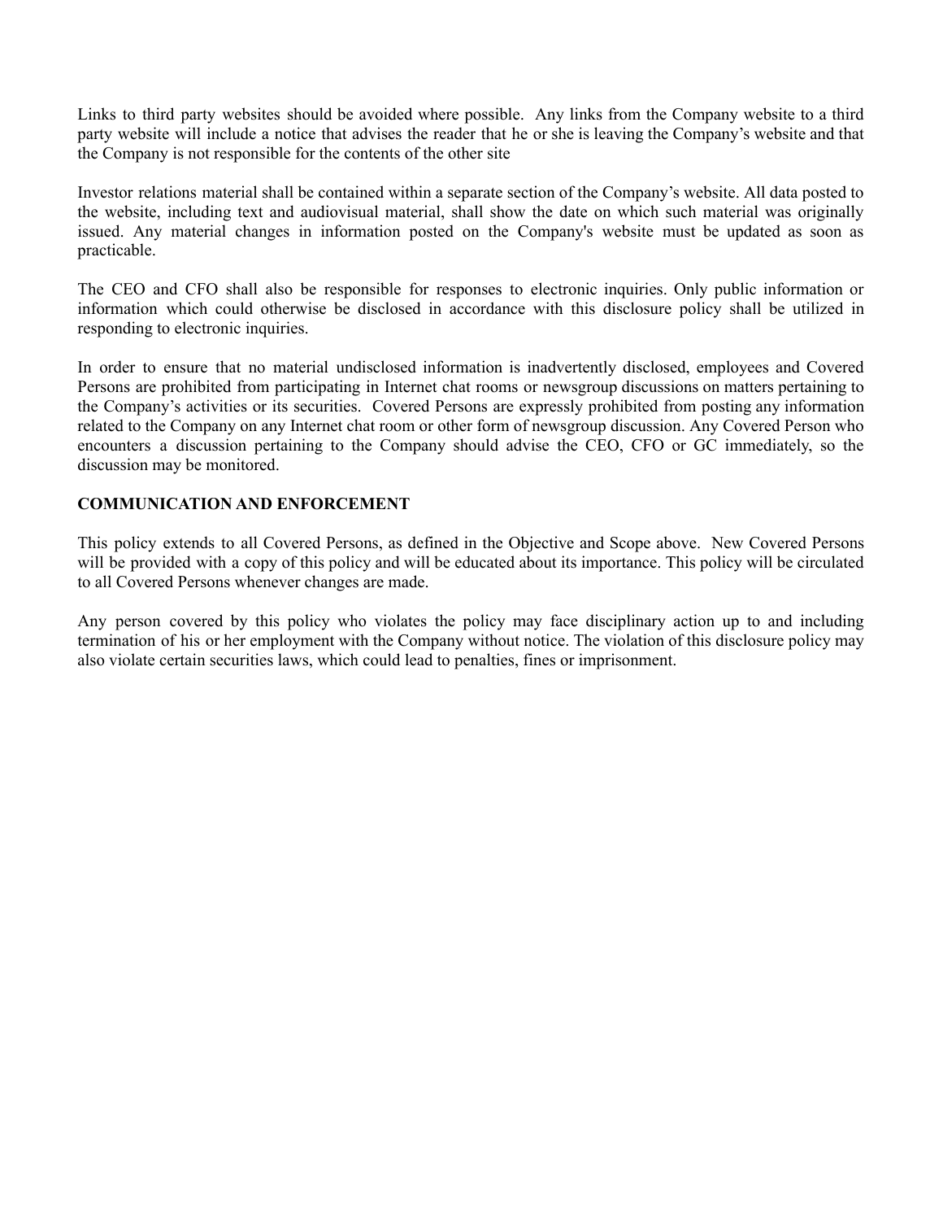Links to third party websites should be avoided where possible. Any links from the Company website to a third party website will include a notice that advises the reader that he or she is leaving the Company's website and that the Company is not responsible for the contents of the other site

Investor relations material shall be contained within a separate section of the Company's website. All data posted to the website, including text and audiovisual material, shall show the date on which such material was originally issued. Any material changes in information posted on the Company's website must be updated as soon as practicable.

The CEO and CFO shall also be responsible for responses to electronic inquiries. Only public information or information which could otherwise be disclosed in accordance with this disclosure policy shall be utilized in responding to electronic inquiries.

In order to ensure that no material undisclosed information is inadvertently disclosed, employees and Covered Persons are prohibited from participating in Internet chat rooms or newsgroup discussions on matters pertaining to the Company's activities or its securities. Covered Persons are expressly prohibited from posting any information related to the Company on any Internet chat room or other form of newsgroup discussion. Any Covered Person who encounters a discussion pertaining to the Company should advise the CEO, CFO or GC immediately, so the discussion may be monitored.

**COMMUNICATION AND ENFORCEMENT**

This policy extends to all Covered Persons, as defined in the Objective and Scope above. New Covered Persons will be provided with a copy of this policy and will be educated about its importance. This policy will be circulated to all Covered Persons whenever changes are made.

Any person covered by this policy who violates the policy may face disciplinary action up to and including termination of his or her employment with the Company without notice. The violation of this disclosure policy may also violate certain securities laws, which could lead to penalties, fines or imprisonment.